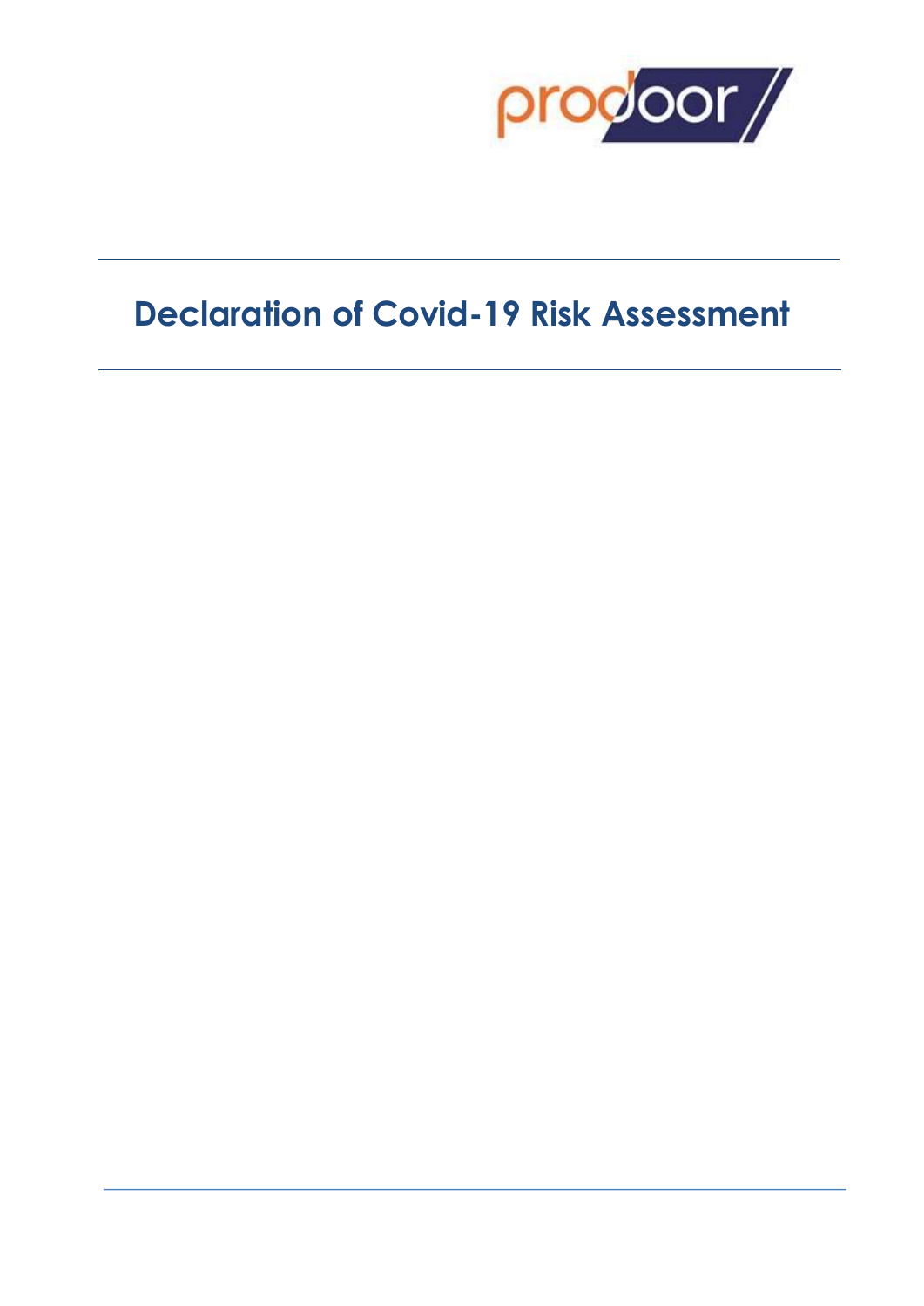# Declaration of Covid-19 Risk Assessment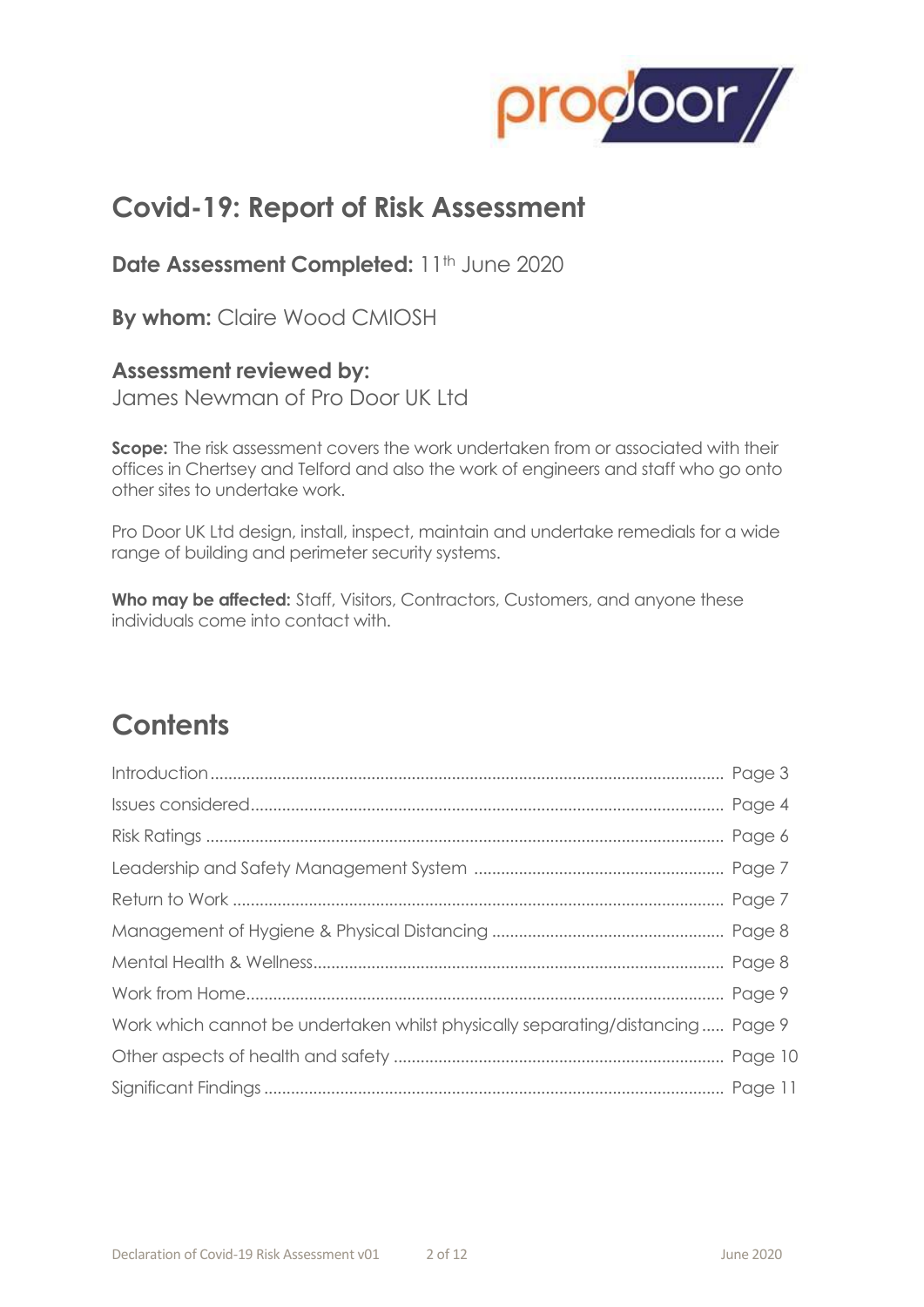# Covid-19: Report of Risk Assessment

**Date Assessment Completed:** 11th June 2020

**By whom:** Claire Wood CMIOSH

**Assessment reviewed by:**
James Newman of Pro Door UK Ltd

**Scope:** The risk assessment covers the work undertaken from or associated with their offices in Chertsey and Telford and also the work of engineers and staff who go onto other sites to undertake work.

Pro Door UK Ltd design, install, inspect, maintain and undertake remedials for a wide range of building and perimeter security systems.

**Who may be affected:** Staff, Visitors, Contractors, Customers, and anyone these individuals come into contact with.

# Contents

| | |
|---|---|
| Introduction | Page 3 |
| Issues considered | Page 4 |
| Risk Ratings | Page 6 |
| Leadership and Safety Management System | Page 7 |
| Return to Work | Page 7 |
| Management of Hygiene & Physical Distancing | Page 8 |
| Mental Health & Wellness | Page 8 |
| Work from Home | Page 9 |
| Work which cannot be undertaken whilst physically separating/distancing | Page 9 |
| Other aspects of health and safety | Page 10 |
| Significant Findings | Page 11 |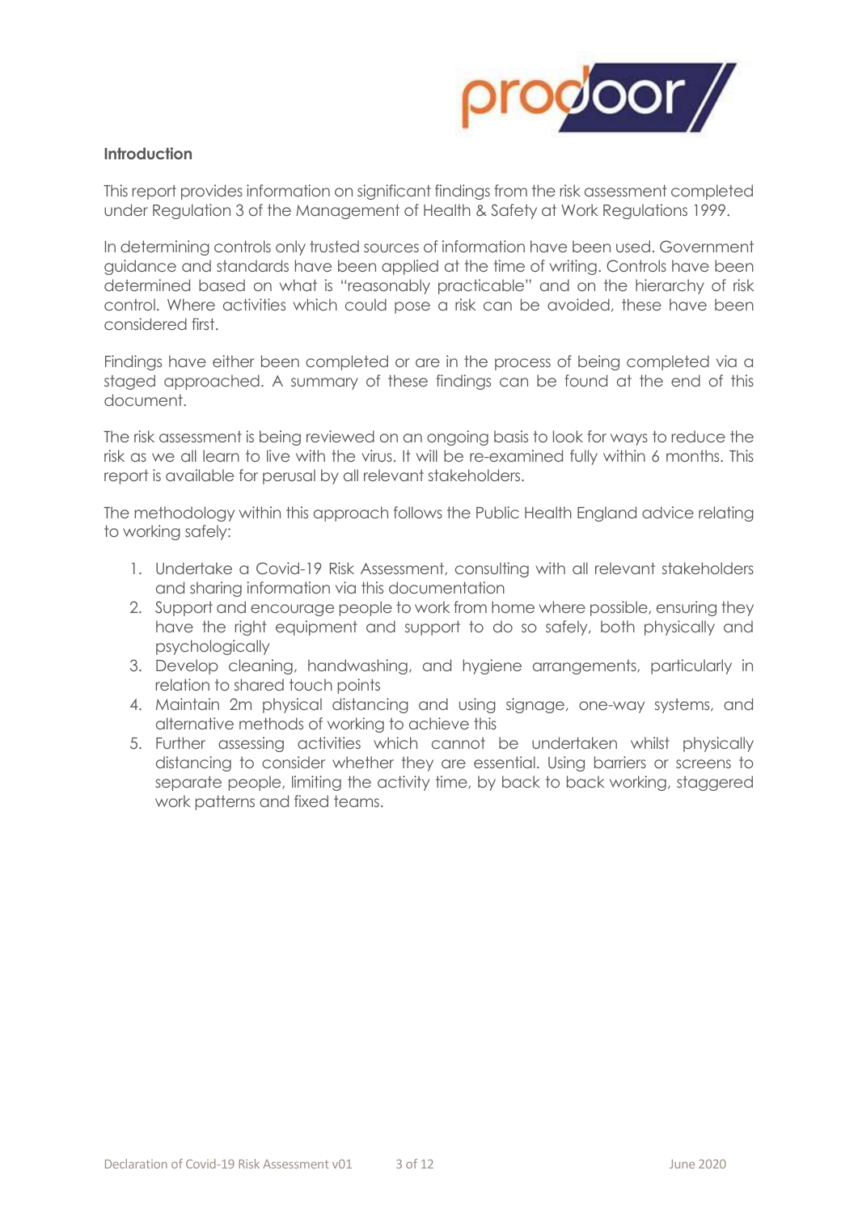**Introduction**

This report provides information on significant findings from the risk assessment completed under Regulation 3 of the Management of Health & Safety at Work Regulations 1999.

In determining controls only trusted sources of information have been used. Government guidance and standards have been applied at the time of writing. Controls have been determined based on what is "reasonably practicable" and on the hierarchy of risk control. Where activities which could pose a risk can be avoided, these have been considered first.

Findings have either been completed or are in the process of being completed via a staged approached. A summary of these findings can be found at the end of this document.

The risk assessment is being reviewed on an ongoing basis to look for ways to reduce the risk as we all learn to live with the virus. It will be re-examined fully within 6 months. This report is available for perusal by all relevant stakeholders.

The methodology within this approach follows the Public Health England advice relating to working safely:

1. Undertake a Covid-19 Risk Assessment, consulting with all relevant stakeholders and sharing information via this documentation
2. Support and encourage people to work from home where possible, ensuring they have the right equipment and support to do so safely, both physically and psychologically
3. Develop cleaning, handwashing, and hygiene arrangements, particularly in relation to shared touch points
4. Maintain 2m physical distancing and using signage, one-way systems, and alternative methods of working to achieve this
5. Further assessing activities which cannot be undertaken whilst physically distancing to consider whether they are essential. Using barriers or screens to separate people, limiting the activity time, by back to back working, staggered work patterns and fixed teams.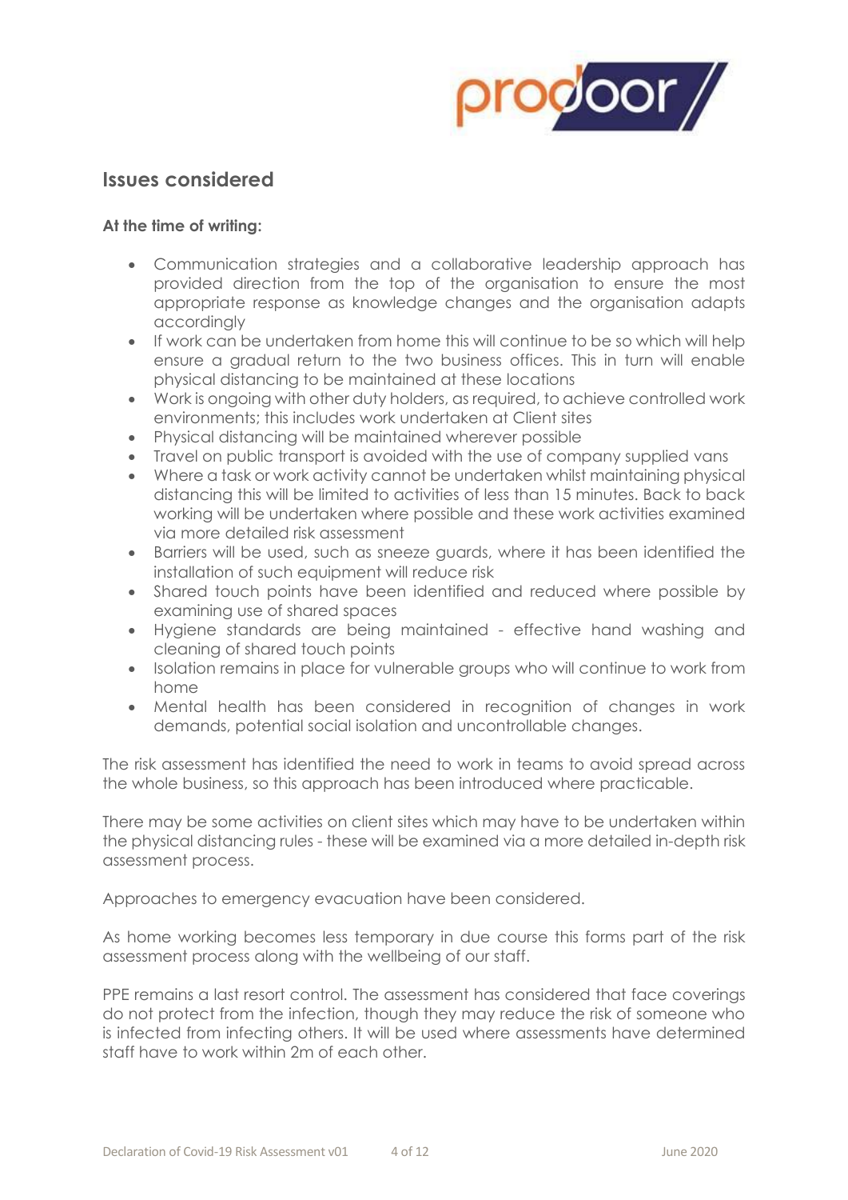## Issues considered

**At the time of writing:**

- Communication strategies and a collaborative leadership approach has provided direction from the top of the organisation to ensure the most appropriate response as knowledge changes and the organisation adapts accordingly
- If work can be undertaken from home this will continue to be so which will help ensure a gradual return to the two business offices. This in turn will enable physical distancing to be maintained at these locations
- Work is ongoing with other duty holders, as required, to achieve controlled work environments; this includes work undertaken at Client sites
- Physical distancing will be maintained wherever possible
- Travel on public transport is avoided with the use of company supplied vans
- Where a task or work activity cannot be undertaken whilst maintaining physical distancing this will be limited to activities of less than 15 minutes. Back to back working will be undertaken where possible and these work activities examined via more detailed risk assessment
- Barriers will be used, such as sneeze guards, where it has been identified the installation of such equipment will reduce risk
- Shared touch points have been identified and reduced where possible by examining use of shared spaces
- Hygiene standards are being maintained - effective hand washing and cleaning of shared touch points
- Isolation remains in place for vulnerable groups who will continue to work from home
- Mental health has been considered in recognition of changes in work demands, potential social isolation and uncontrollable changes.

The risk assessment has identified the need to work in teams to avoid spread across the whole business, so this approach has been introduced where practicable.

There may be some activities on client sites which may have to be undertaken within the physical distancing rules - these will be examined via a more detailed in-depth risk assessment process.

Approaches to emergency evacuation have been considered.

As home working becomes less temporary in due course this forms part of the risk assessment process along with the wellbeing of our staff.

PPE remains a last resort control. The assessment has considered that face coverings do not protect from the infection, though they may reduce the risk of someone who is infected from infecting others. It will be used where assessments have determined staff have to work within 2m of each other.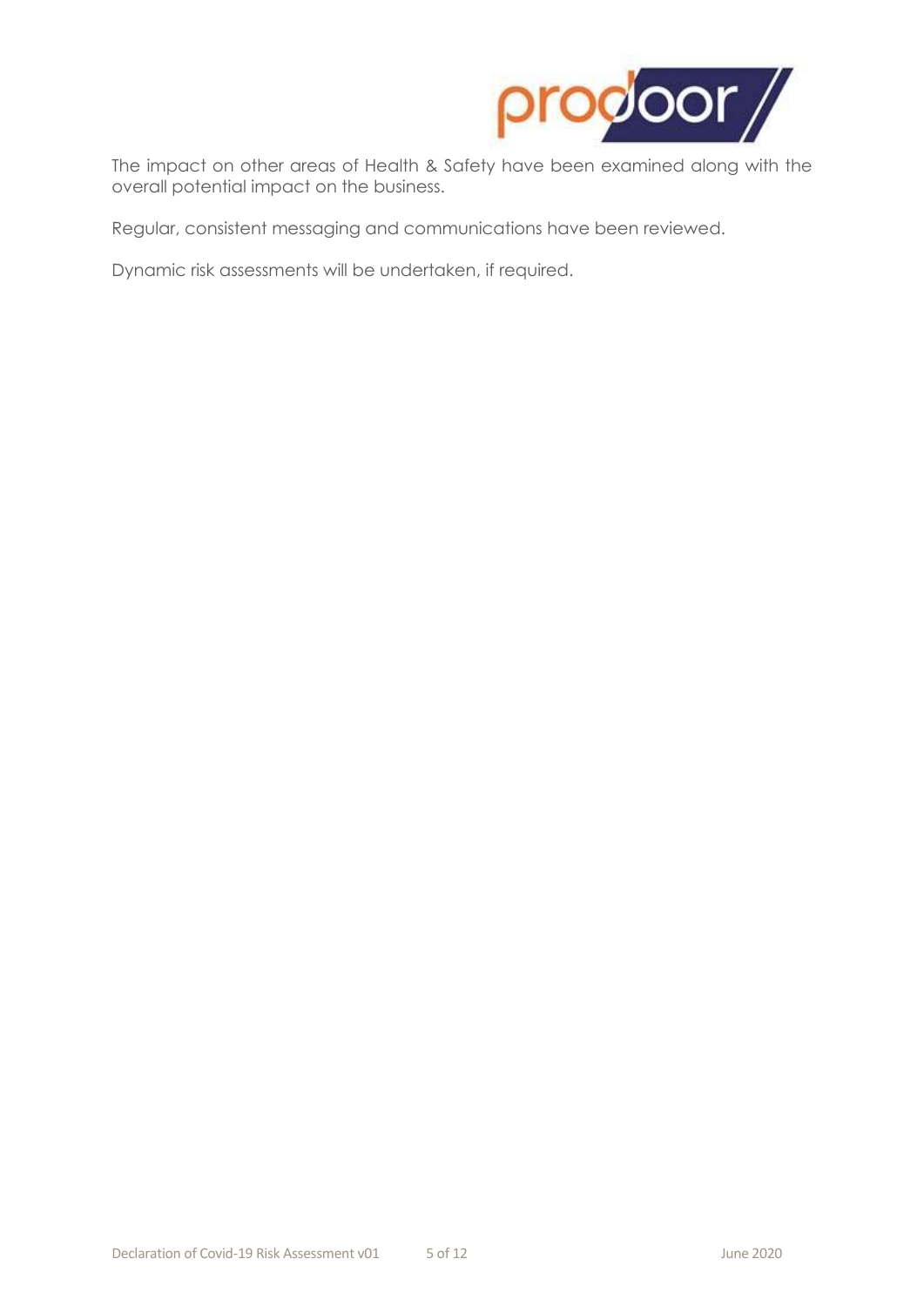The impact on other areas of Health & Safety have been examined along with the overall potential impact on the business.

Regular, consistent messaging and communications have been reviewed.

Dynamic risk assessments will be undertaken, if required.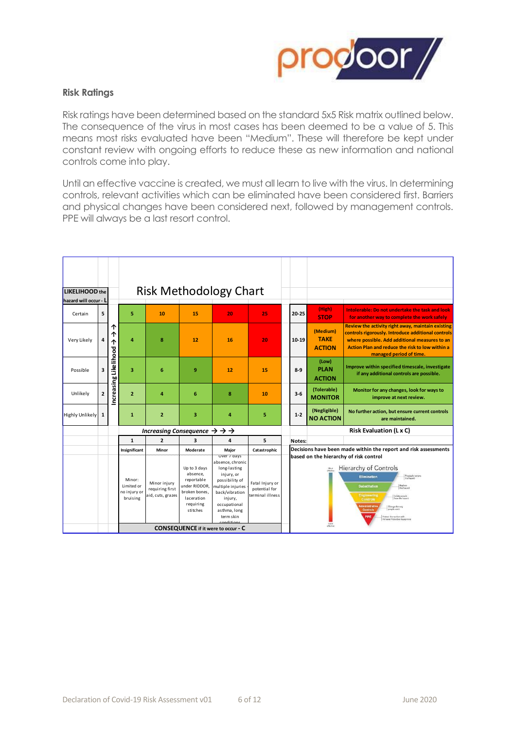## Risk Ratings

Risk ratings have been determined based on the standard 5x5 Risk matrix outlined below. The consequence of the virus in most cases has been deemed to be a value of 5. This means most risks evaluated have been "Medium". These will therefore be kept under constant review with ongoing efforts to reduce these as new information and national controls come into play.

Until an effective vaccine is created, we must all learn to live with the virus. In determining controls, relevant activities which can be eliminated have been considered first. Barriers and physical changes have been considered next, followed by management controls. PPE will always be a last resort control.

### Risk Methodology Chart

| LIKELIHOOD the hazard will occur - L | | 1 | 2 | 3 | 4 | 5 |
|---|---|---|---|---|---|---|
| Certain | 5 | 5 | 10 | 15 | 20 | 25 |
| Very Likely | 4 | 4 | 8 | 12 | 16 | 20 |
| Possible | 3 | 3 | 6 | 9 | 12 | 15 |
| Unlikely | 2 | 2 | 4 | 6 | 8 | 10 |
| Highly Unlikely | 1 | 1 | 2 | 3 | 4 | 5 |
| | | Insignificant | Minor | Moderate | Major | Catastrophic |
| | | Minor: Limited or no injury or bruising | Minor injury requiring first aid, cuts, grazes | Up to 3 days absence, reportable under RIDDOR, broken bones, laceration requiring stitches | Over 7 days absence, chronic long-lasting injury, or possibility of multiple injuries - back/vibration injury, occupational asthma, long term skin conditions | Fatal Injury or potential for terminal illness |

Increasing Likelihood ↑↑↑ / Increasing Consequence →→→

CONSEQUENCE if it were to occur - C

**Risk Evaluation (L x C)**

| Score | Rating | Action |
|---|---|---|
| 20-25 | (High) **STOP** | Intolerable: Do not undertake the task and look for another way to complete the work safely |
| 10-19 | (Medium) **TAKE ACTION** | Review the activity right away, maintain existing controls rigorously. Introduce additional controls where possible. Add additional measures to an Action Plan and reduce the risk to low within a managed period of time. |
| 8-9 | (Low) **PLAN ACTION** | Improve within specified timescale, investigate if any additional controls are possible. |
| 3-6 | (Tolerable) **MONITOR** | Monitor for any changes, look for ways to improve at next review. |
| 1-2 | (Negligible) **NO ACTION** | No further action, but ensure current controls are maintained. |

**Notes:**

Decisions have been made within the report and risk assessments based on the hierarchy of risk control

**Hierarchy of Controls**

Most effective → Least effective

- Elimination – Physically remove the hazard
- Substitution – Replace the hazard
- Engineering Controls – Isolate people from the hazard
- Administrative Controls – Change the way people work
- PPE – Protect the worker with Personal Protective Equipment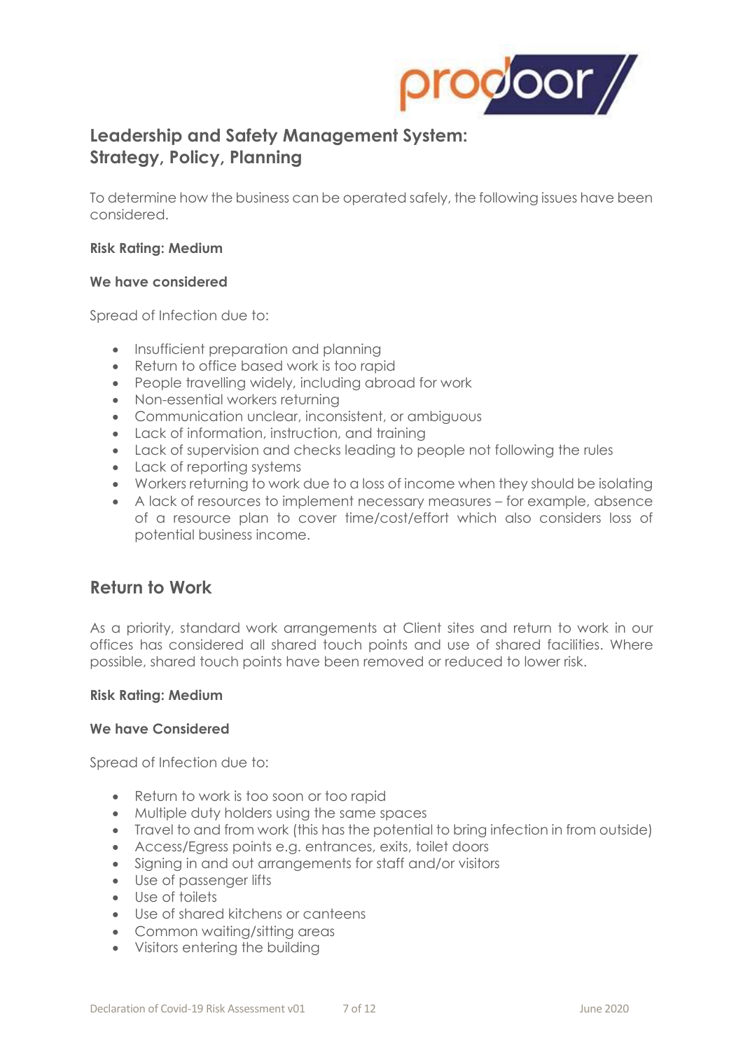## Leadership and Safety Management System: Strategy, Policy, Planning

To determine how the business can be operated safely, the following issues have been considered.

**Risk Rating: Medium**

**We have considered**

Spread of Infection due to:

- Insufficient preparation and planning
- Return to office based work is too rapid
- People travelling widely, including abroad for work
- Non-essential workers returning
- Communication unclear, inconsistent, or ambiguous
- Lack of information, instruction, and training
- Lack of supervision and checks leading to people not following the rules
- Lack of reporting systems
- Workers returning to work due to a loss of income when they should be isolating
- A lack of resources to implement necessary measures – for example, absence of a resource plan to cover time/cost/effort which also considers loss of potential business income.

## Return to Work

As a priority, standard work arrangements at Client sites and return to work in our offices has considered all shared touch points and use of shared facilities. Where possible, shared touch points have been removed or reduced to lower risk.

**Risk Rating: Medium**

**We have Considered**

Spread of Infection due to:

- Return to work is too soon or too rapid
- Multiple duty holders using the same spaces
- Travel to and from work (this has the potential to bring infection in from outside)
- Access/Egress points e.g. entrances, exits, toilet doors
- Signing in and out arrangements for staff and/or visitors
- Use of passenger lifts
- Use of toilets
- Use of shared kitchens or canteens
- Common waiting/sitting areas
- Visitors entering the building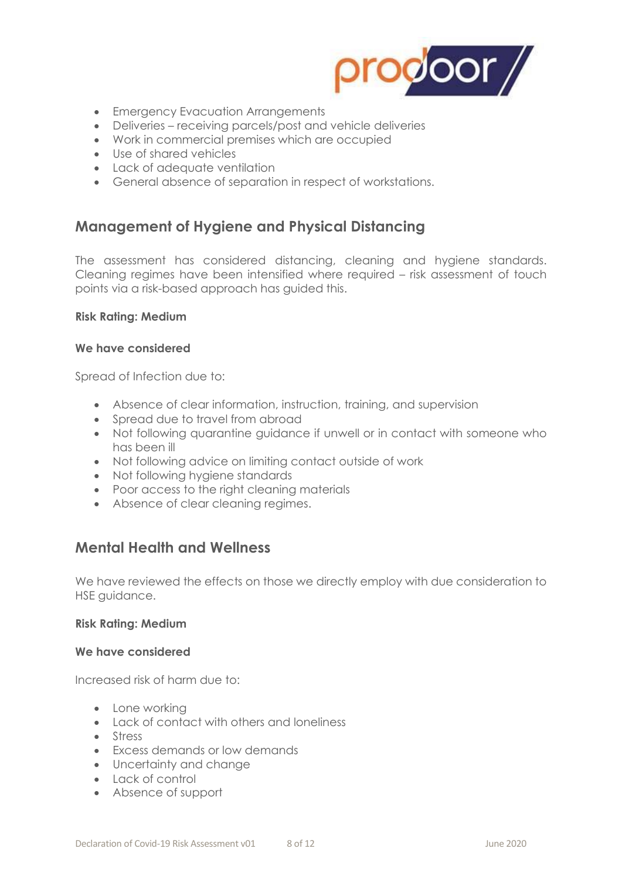- Emergency Evacuation Arrangements
- Deliveries – receiving parcels/post and vehicle deliveries
- Work in commercial premises which are occupied
- Use of shared vehicles
- Lack of adequate ventilation
- General absence of separation in respect of workstations.

## Management of Hygiene and Physical Distancing

The assessment has considered distancing, cleaning and hygiene standards. Cleaning regimes have been intensified where required – risk assessment of touch points via a risk-based approach has guided this.

**Risk Rating: Medium**

**We have considered**

Spread of Infection due to:

- Absence of clear information, instruction, training, and supervision
- Spread due to travel from abroad
- Not following quarantine guidance if unwell or in contact with someone who has been ill
- Not following advice on limiting contact outside of work
- Not following hygiene standards
- Poor access to the right cleaning materials
- Absence of clear cleaning regimes.

## Mental Health and Wellness

We have reviewed the effects on those we directly employ with due consideration to HSE guidance.

**Risk Rating: Medium**

**We have considered**

Increased risk of harm due to:

- Lone working
- Lack of contact with others and loneliness
- Stress
- Excess demands or low demands
- Uncertainty and change
- Lack of control
- Absence of support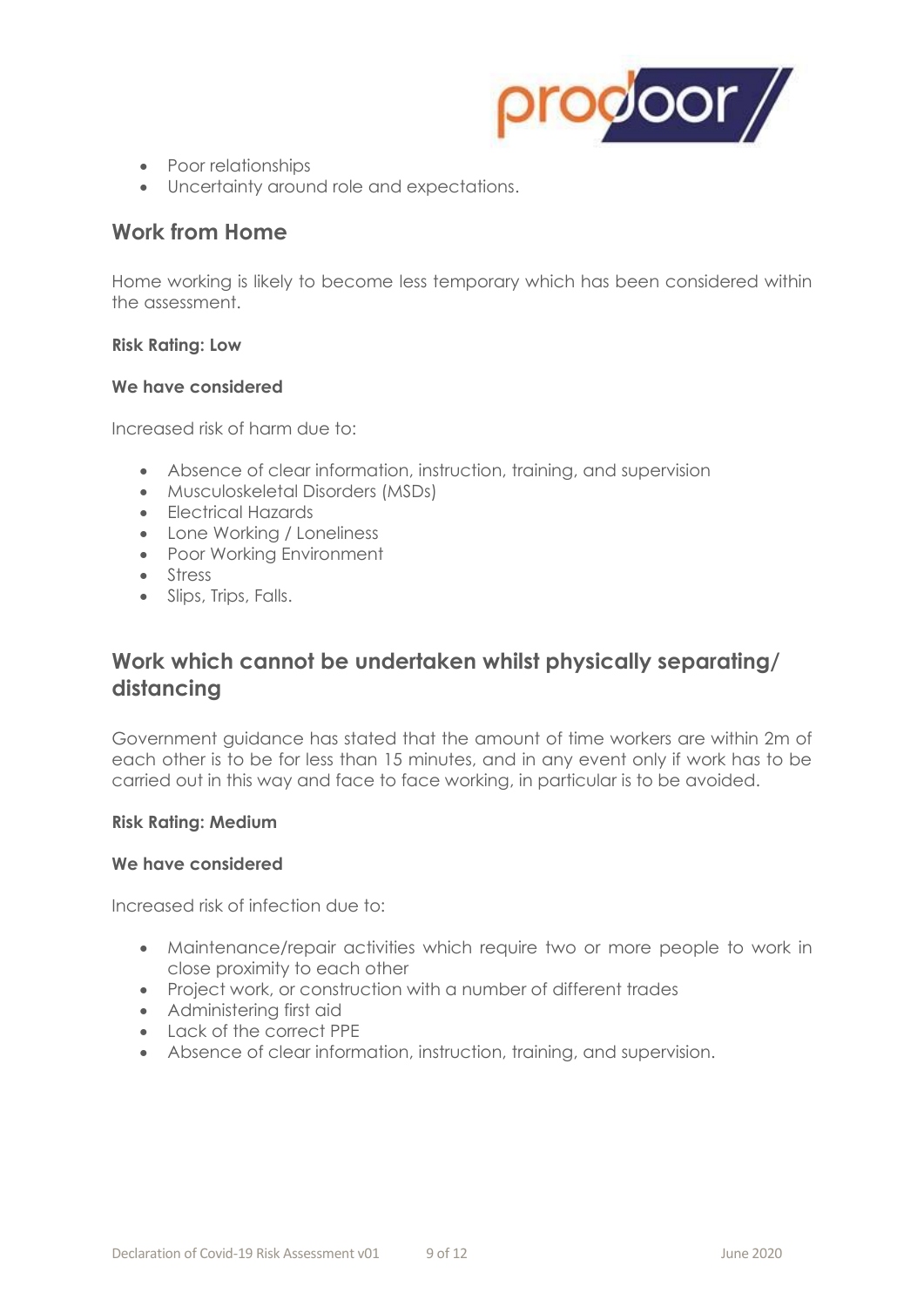- Poor relationships
- Uncertainty around role and expectations.

## Work from Home

Home working is likely to become less temporary which has been considered within the assessment.

**Risk Rating: Low**

**We have considered**

Increased risk of harm due to:

- Absence of clear information, instruction, training, and supervision
- Musculoskeletal Disorders (MSDs)
- Electrical Hazards
- Lone Working / Loneliness
- Poor Working Environment
- Stress
- Slips, Trips, Falls.

## Work which cannot be undertaken whilst physically separating/ distancing

Government guidance has stated that the amount of time workers are within 2m of each other is to be for less than 15 minutes, and in any event only if work has to be carried out in this way and face to face working, in particular is to be avoided.

**Risk Rating: Medium**

**We have considered**

Increased risk of infection due to:

- Maintenance/repair activities which require two or more people to work in close proximity to each other
- Project work, or construction with a number of different trades
- Administering first aid
- Lack of the correct PPE
- Absence of clear information, instruction, training, and supervision.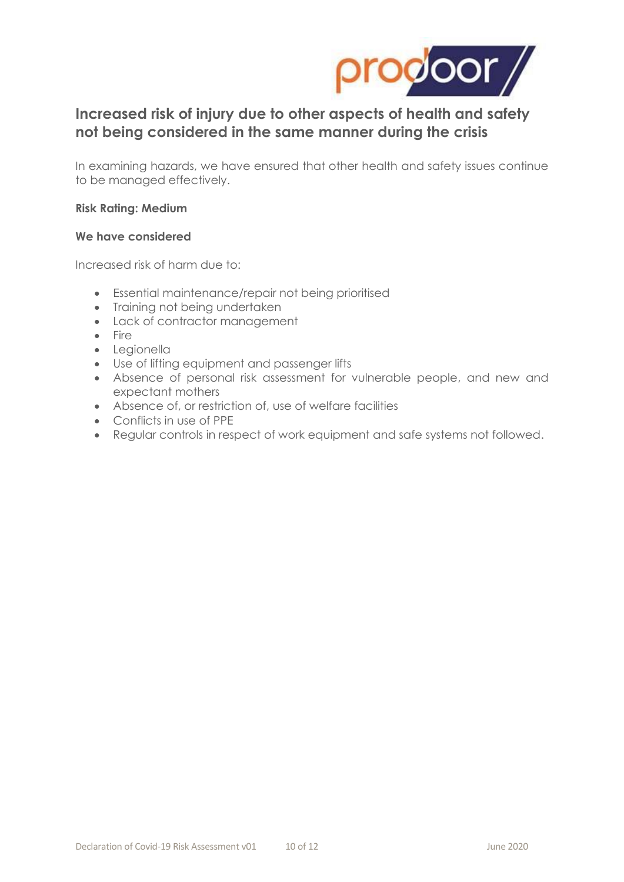## Increased risk of injury due to other aspects of health and safety not being considered in the same manner during the crisis

In examining hazards, we have ensured that other health and safety issues continue to be managed effectively.

**Risk Rating: Medium**

**We have considered**

Increased risk of harm due to:

- Essential maintenance/repair not being prioritised
- Training not being undertaken
- Lack of contractor management
- Fire
- Legionella
- Use of lifting equipment and passenger lifts
- Absence of personal risk assessment for vulnerable people, and new and expectant mothers
- Absence of, or restriction of, use of welfare facilities
- Conflicts in use of PPE
- Regular controls in respect of work equipment and safe systems not followed.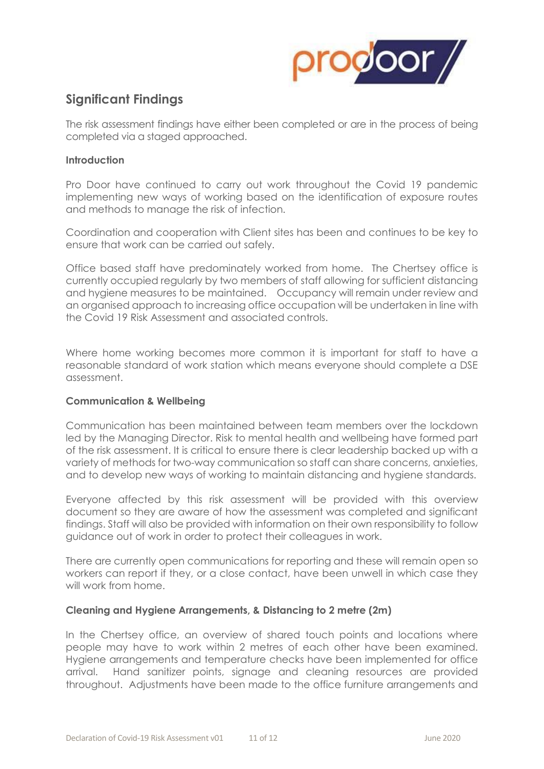## Significant Findings

The risk assessment findings have either been completed or are in the process of being completed via a staged approached.

**Introduction**

Pro Door have continued to carry out work throughout the Covid 19 pandemic implementing new ways of working based on the identification of exposure routes and methods to manage the risk of infection.

Coordination and cooperation with Client sites has been and continues to be key to ensure that work can be carried out safely.

Office based staff have predominately worked from home. The Chertsey office is currently occupied regularly by two members of staff allowing for sufficient distancing and hygiene measures to be maintained. Occupancy will remain under review and an organised approach to increasing office occupation will be undertaken in line with the Covid 19 Risk Assessment and associated controls.

Where home working becomes more common it is important for staff to have a reasonable standard of work station which means everyone should complete a DSE assessment.

**Communication & Wellbeing**

Communication has been maintained between team members over the lockdown led by the Managing Director. Risk to mental health and wellbeing have formed part of the risk assessment. It is critical to ensure there is clear leadership backed up with a variety of methods for two-way communication so staff can share concerns, anxieties, and to develop new ways of working to maintain distancing and hygiene standards.

Everyone affected by this risk assessment will be provided with this overview document so they are aware of how the assessment was completed and significant findings. Staff will also be provided with information on their own responsibility to follow guidance out of work in order to protect their colleagues in work.

There are currently open communications for reporting and these will remain open so workers can report if they, or a close contact, have been unwell in which case they will work from home.

**Cleaning and Hygiene Arrangements, & Distancing to 2 metre (2m)**

In the Chertsey office, an overview of shared touch points and locations where people may have to work within 2 metres of each other have been examined. Hygiene arrangements and temperature checks have been implemented for office arrival. Hand sanitizer points, signage and cleaning resources are provided throughout. Adjustments have been made to the office furniture arrangements and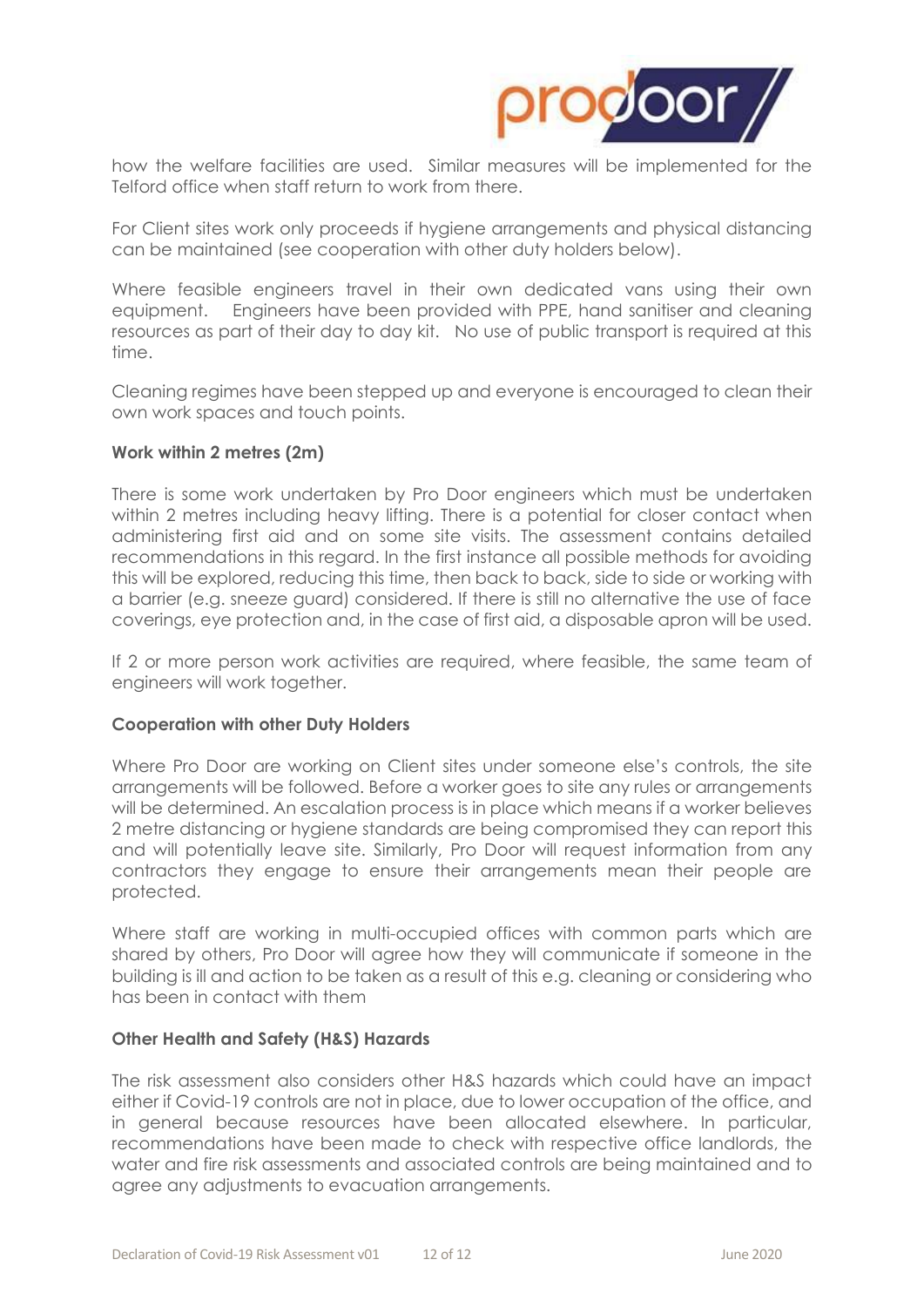how the welfare facilities are used. Similar measures will be implemented for the Telford office when staff return to work from there.

For Client sites work only proceeds if hygiene arrangements and physical distancing can be maintained (see cooperation with other duty holders below).

Where feasible engineers travel in their own dedicated vans using their own equipment. Engineers have been provided with PPE, hand sanitiser and cleaning resources as part of their day to day kit. No use of public transport is required at this time.

Cleaning regimes have been stepped up and everyone is encouraged to clean their own work spaces and touch points.

**Work within 2 metres (2m)**

There is some work undertaken by Pro Door engineers which must be undertaken within 2 metres including heavy lifting. There is a potential for closer contact when administering first aid and on some site visits. The assessment contains detailed recommendations in this regard. In the first instance all possible methods for avoiding this will be explored, reducing this time, then back to back, side to side or working with a barrier (e.g. sneeze guard) considered. If there is still no alternative the use of face coverings, eye protection and, in the case of first aid, a disposable apron will be used.

If 2 or more person work activities are required, where feasible, the same team of engineers will work together.

**Cooperation with other Duty Holders**

Where Pro Door are working on Client sites under someone else's controls, the site arrangements will be followed. Before a worker goes to site any rules or arrangements will be determined. An escalation process is in place which means if a worker believes 2 metre distancing or hygiene standards are being compromised they can report this and will potentially leave site. Similarly, Pro Door will request information from any contractors they engage to ensure their arrangements mean their people are protected.

Where staff are working in multi-occupied offices with common parts which are shared by others, Pro Door will agree how they will communicate if someone in the building is ill and action to be taken as a result of this e.g. cleaning or considering who has been in contact with them

**Other Health and Safety (H&S) Hazards**

The risk assessment also considers other H&S hazards which could have an impact either if Covid-19 controls are not in place, due to lower occupation of the office, and in general because resources have been allocated elsewhere. In particular, recommendations have been made to check with respective office landlords, the water and fire risk assessments and associated controls are being maintained and to agree any adjustments to evacuation arrangements.